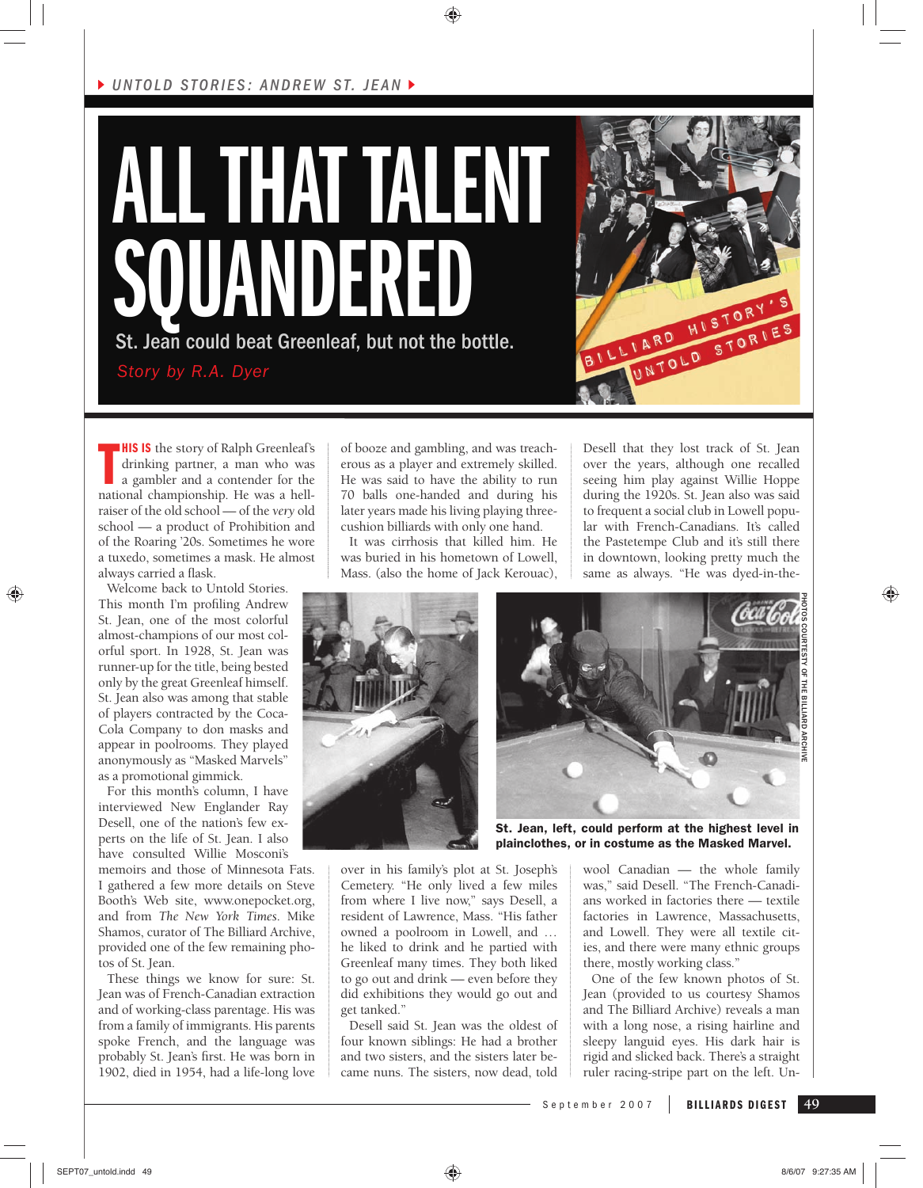UNTOLD STORIES: ANDREW ST. JEAN

# ALL THAT TALENT SQUANDERED

St. Jean could beat Greenleaf, but not the bottle.

*Story by R.A. Dyer*

**THIS IS** the story of Ralph Greenleaf's drinking partner, a man who was a gambler and a contender for the national championship. He was a hell-raiser of the old school — of the *very* old school — a product of Prohibition and of the Roaring '20s. Sometimes he wore a tuxedo, sometimes a mask. He almost always carried a flask.

Welcome back to Untold Stories. This month I'm profiling Andrew St. Jean, one of the most colorful almost-champions of our most colorful sport. In 1928, St. Jean was runner-up for the title, being bested only by the great Greenleaf himself. St. Jean also was among that stable of players contracted by the Coca-Cola Company to don masks and appear in poolrooms. They played anonymously as "Masked Marvels" as a promotional gimmick.

For this month's column, I have interviewed New Englander Ray Desell, one of the nation's few experts on the life of St. Jean. I also have consulted Willie Mosconi's memoirs and those of Minnesota Fats. I gathered a few more details on Steve Booth's Web site, www.onepocket.org, and from *The New York Times*. Mike Shamos, curator of The Billiard Archive, provided one of the few remaining photos of St. Jean.

These things we know for sure: St. Jean was of French-Canadian extraction and of working-class parentage. His was from a family of immigrants. His parents spoke French, and the language was probably St. Jean's first. He was born in 1902, died in 1954, had a life-long love of booze and gambling, and was treacherous as a player and extremely skilled. He was said to have the ability to run 70 balls one-handed and during his later years made his living playing three-cushion billiards with only one hand.

It was cirrhosis that killed him. He was buried in his hometown of Lowell, Mass. (also the home of Jack Kerouac), over in his family's plot at St. Joseph's Cemetery. "He only lived a few miles from where I live now," says Desell, a resident of Lawrence, Mass. "His father owned a poolroom in Lowell, and … he liked to drink and he partied with Greenleaf many times. They both liked to go out and drink — even before they did exhibitions they would go out and get tanked."

Desell said St. Jean was the oldest of four known siblings: He had a brother and two sisters, and the sisters later became nuns. The sisters, now dead, told Desell that they lost track of St. Jean over the years, although one recalled seeing him play against Willie Hoppe during the 1920s. St. Jean also was said to frequent a social club in Lowell popular with French-Canadians. It's called the Pastetempe Club and it's still there in downtown, looking pretty much the same as always. "He was dyed-in-the-wool Canadian — the whole family was," said Desell. "The French-Canadians worked in factories there — textile factories in Lawrence, Massachusetts, and Lowell. They were all textile cities, and there were many ethnic groups there, mostly working class."

**St. Jean, left, could perform at the highest level in plainclothes, or in costume as the Masked Marvel.**

PHOTOS COURTESTY OF THE BILLIARD ARCHIVE

One of the few known photos of St. Jean (provided to us courtesy Shamos and The Billiard Archive) reveals a man with a long nose, a rising hairline and sleepy languid eyes. His dark hair is rigid and slicked back. There's a straight ruler racing-stripe part on the left. Un-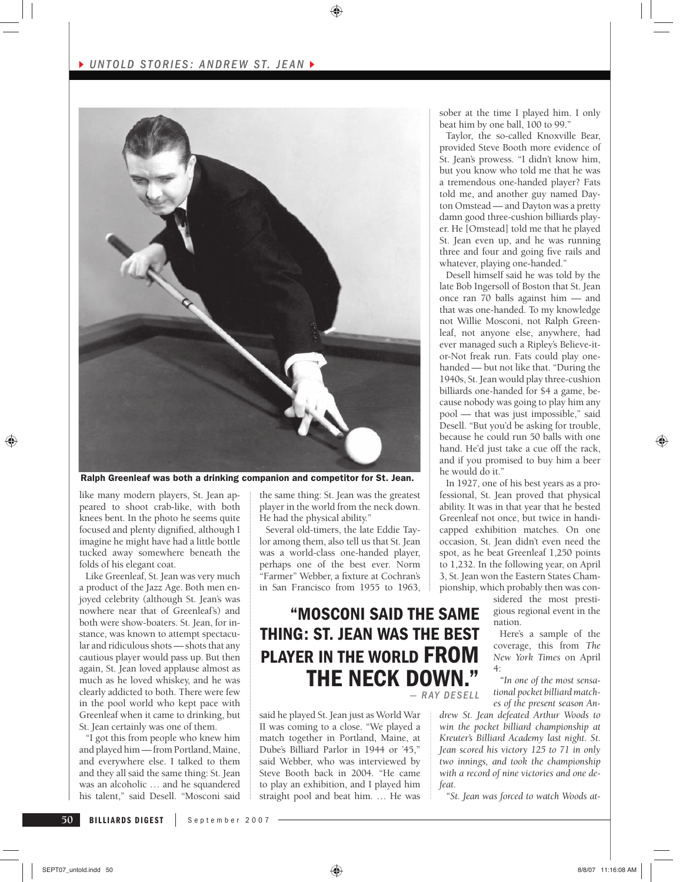Ralph Greenleaf was both a drinking companion and competitor for St. Jean.

like many modern players, St. Jean appeared to shoot crab-like, with both knees bent. In the photo he seems quite focused and plenty dignified, although I imagine he might have had a little bottle tucked away somewhere beneath the folds of his elegant coat.

Like Greenleaf, St. Jean was very much a product of the Jazz Age. Both men enjoyed celebrity (although St. Jean's was nowhere near that of Greenleaf's) and both were show-boaters. St. Jean, for instance, was known to attempt spectacular and ridiculous shots — shots that any cautious player would pass up. But then again, St. Jean loved applause almost as much as he loved whiskey, and he was clearly addicted to both. There were few in the pool world who kept pace with Greenleaf when it came to drinking, but St. Jean certainly was one of them.

"I got this from people who knew him and played him — from Portland, Maine, and everywhere else. I talked to them and they all said the same thing: St. Jean was an alcoholic … and he squandered his talent," said Desell. "Mosconi said the same thing: St. Jean was the greatest player in the world from the neck down. He had the physical ability."

Several old-timers, the late Eddie Taylor among them, also tell us that St. Jean was a world-class one-handed player, perhaps one of the best ever. Norm "Farmer" Webber, a fixture at Cochran's in San Francisco from 1955 to 1963, said he played St. Jean just as World War II was coming to a close. "We played a match together in Portland, Maine, at Dube's Billiard Parlor in 1944 or '45," said Webber, who was interviewed by Steve Booth back in 2004. "He came to play an exhibition, and I played him straight pool and beat him. … He was sober at the time I played him. I only beat him by one ball, 100 to 99."

> **"MOSCONI SAID THE SAME THING: ST. JEAN WAS THE BEST PLAYER IN THE WORLD FROM THE NECK DOWN."**
> — RAY DESELL

Taylor, the so-called Knoxville Bear, provided Steve Booth more evidence of St. Jean's prowess. "I didn't know him, but you know who told me that he was a tremendous one-handed player? Fats told me, and another guy named Dayton Omstead — and Dayton was a pretty damn good three-cushion billiards player. He [Omstead] told me that he played St. Jean even up, and he was running three and four and going five rails and whatever, playing one-handed."

Desell himself said he was told by the late Bob Ingersoll of Boston that St. Jean once ran 70 balls against him — and that was one-handed. To my knowledge not Willie Mosconi, not Ralph Greenleaf, not anyone else, anywhere, had ever managed such a Ripley's Believe-it-or-Not freak run. Fats could play one-handed — but not like that. "During the 1940s, St. Jean would play three-cushion billiards one-handed for $4 a game, because nobody was going to play him any pool — that was just impossible," said Desell. "But you'd be asking for trouble, because he could run 50 balls with one hand. He'd just take a cue off the rack, and if you promised to buy him a beer he would do it."

In 1927, one of his best years as a professional, St. Jean proved that physical ability. It was in that year that he bested Greenleaf not once, but twice in handicapped exhibition matches. On one occasion, St. Jean didn't even need the spot, as he beat Greenleaf 1,250 points to 1,232. In the following year, on April 3, St. Jean won the Eastern States Championship, which probably then was considered the most prestigious regional event in the nation.

Here's a sample of the coverage, this from *The New York Times* on April 4:

*"In one of the most sensational pocket billiard matches of the present season Andrew St. Jean defeated Arthur Woods to win the pocket billiard championship at Kreuter's Billiard Academy last night. St. Jean scored his victory 125 to 71 in only two innings, and took the championship with a record of nine victories and one defeat.*

*"St. Jean was forced to watch Woods at-*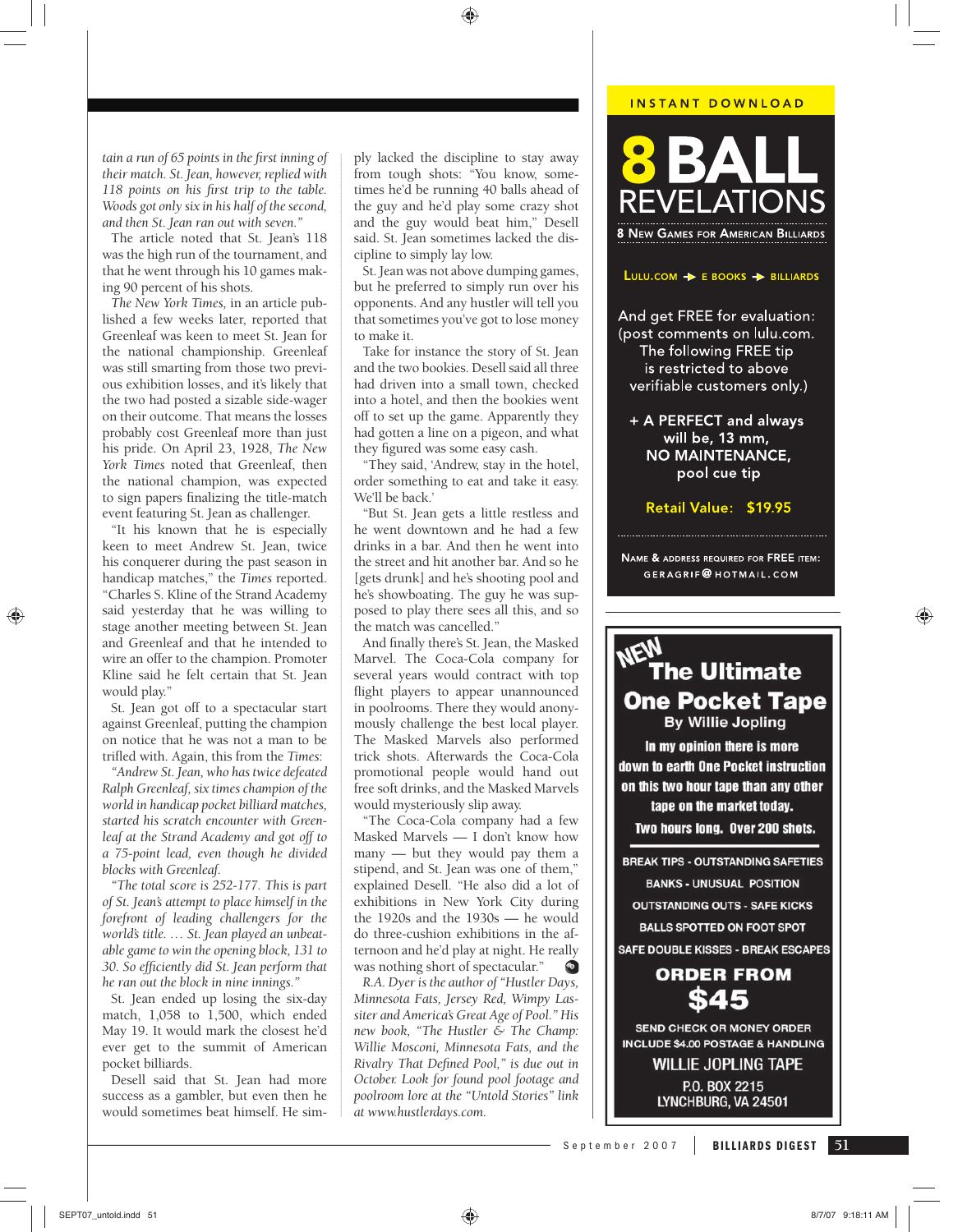*tain a run of 65 points in the first inning of their match. St. Jean, however, replied with 118 points on his first trip to the table. Woods got only six in his half of the second, and then St. Jean ran out with seven."*

The article noted that St. Jean's 118 was the high run of the tournament, and that he went through his 10 games making 90 percent of his shots.

*The New York Times,* in an article published a few weeks later, reported that Greenleaf was keen to meet St. Jean for the national championship. Greenleaf was still smarting from those two previous exhibition losses, and it's likely that the two had posted a sizable side-wager on their outcome. That means the losses probably cost Greenleaf more than just his pride. On April 23, 1928, *The New York Times* noted that Greenleaf, then the national champion, was expected to sign papers finalizing the title-match event featuring St. Jean as challenger.

"It his known that he is especially keen to meet Andrew St. Jean, twice his conqueror during the past season in handicap matches," the *Times* reported. "Charles S. Kline of the Strand Academy said yesterday that he was willing to stage another meeting between St. Jean and Greenleaf and that he intended to wire an offer to the champion. Promoter Kline said he felt certain that St. Jean would play."

St. Jean got off to a spectacular start against Greenleaf, putting the champion on notice that he was not a man to be trifled with. Again, this from the *Times:*

*"Andrew St. Jean, who has twice defeated Ralph Greenleaf, six times champion of the world in handicap pocket billiard matches, started his scratch encounter with Greenleaf at the Strand Academy and got off to a 75-point lead, even though he divided blocks with Greenleaf.*

*"The total score is 252-177. This is part of St. Jean's attempt to place himself in the forefront of leading challengers for the world's title. … St. Jean played an unbeatable game to win the opening block, 131 to 30. So efficiently did St. Jean perform that he ran out the block in nine innings."*

St. Jean ended up losing the six-day match, 1,058 to 1,500, which ended May 19. It would mark the closest he'd ever get to the summit of American pocket billiards.

Desell said that St. Jean had more success as a gambler, but even then he would sometimes beat himself. He simply lacked the discipline to stay away from tough shots: "You know, sometimes he'd be running 40 balls ahead of the guy and he'd play some crazy shot and the guy would beat him," Desell said. St. Jean sometimes lacked the discipline to simply lay low.

St. Jean was not above dumping games, but he preferred to simply run over his opponents. And any hustler will tell you that sometimes you've got to lose money to make it.

Take for instance the story of St. Jean and the two bookies. Desell said all three had driven into a small town, checked into a hotel, and then the bookies went off to set up the game. Apparently they had gotten a line on a pigeon, and what they figured was some easy cash.

"They said, 'Andrew, stay in the hotel, order something to eat and take it easy. We'll be back.'

"But St. Jean gets a little restless and he went downtown and he had a few drinks in a bar. And then he went into the street and hit another bar. And so he [gets drunk] and he's shooting pool and he's showboating. The guy he was supposed to play there sees all this, and so the match was cancelled."

And finally there's St. Jean, the Masked Marvel. The Coca-Cola company for several years would contract with top flight players to appear unannounced in poolrooms. There they would anonymously challenge the best local player. The Masked Marvels also performed trick shots. Afterwards the Coca-Cola promotional people would hand out free soft drinks, and the Masked Marvels would mysteriously slip away.

"The Coca-Cola company had a few Masked Marvels — I don't know how many — but they would pay them a stipend, and St. Jean was one of them," explained Desell. "He also did a lot of exhibitions in New York City during the 1920s and the 1930s — he would do three-cushion exhibitions in the afternoon and he'd play at night. He really was nothing short of spectacular."

*R.A. Dyer is the author of "Hustler Days, Minnesota Fats, Jersey Red, Wimpy Lassiter and America's Great Age of Pool." His new book, "The Hustler & The Champ: Willie Mosconi, Minnesota Fats, and the Rivalry That Defined Pool," is due out in October. Look for found pool footage and poolroom lore at the "Untold Stories" link at www.hustlerdays.com.*

---

INSTANT DOWNLOAD

# 8 BALL REVELATIONS

**8 New Games for American Billiards**

LULU.COM → E BOOKS → BILLIARDS

And get FREE for evaluation: (post comments on lulu.com. The following FREE tip is restricted to above verifiable customers only.)

+ A PERFECT and always will be, 13 mm, NO MAINTENANCE, pool cue tip

**Retail Value: $19.95**

NAME & ADDRESS REQUIRED FOR FREE ITEM: GERAGRIF@HOTMAIL.COM

---

NEW

# The Ultimate One Pocket Tape

**By Willie Jopling**

**In my opinion there is more down to earth One Pocket instruction on this two hour tape than any other tape on the market today.**

**Two hours long. Over 200 shots.**

BREAK TIPS - OUTSTANDING SAFETIES
BANKS - UNUSUAL POSITION
OUTSTANDING OUTS - SAFE KICKS
BALLS SPOTTED ON FOOT SPOT
SAFE DOUBLE KISSES - BREAK ESCAPES

**ORDER FROM**

**$45**

SEND CHECK OR MONEY ORDER
INCLUDE $4.00 POSTAGE & HANDLING

WILLIE JOPLING TAPE
P.O. BOX 2215
LYNCHBURG, VA 24501